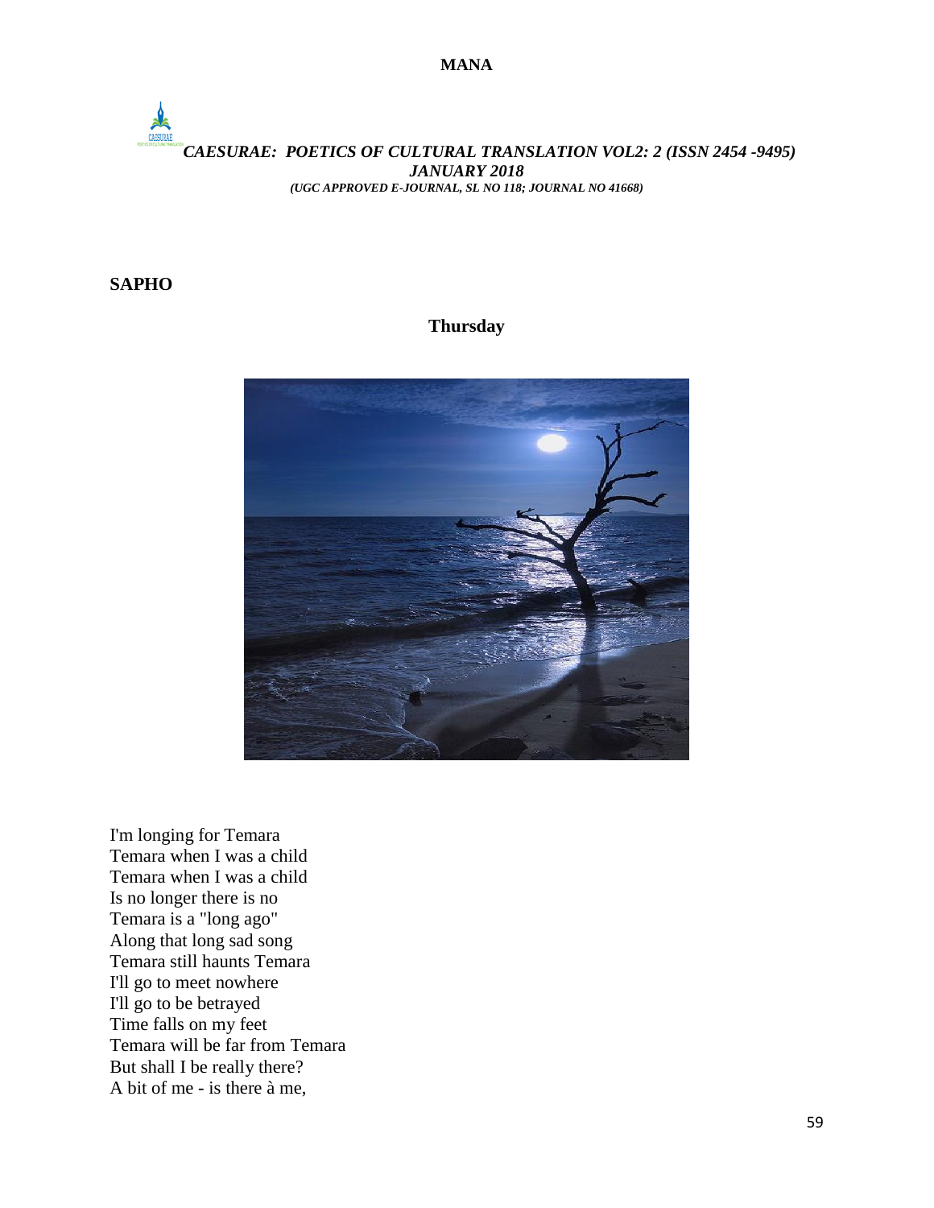**SAPHO**

**Thursday**

I'm longing for Temara
Temara when I was a child
Temara when I was a child
Is no longer there is no
Temara is a "long ago"
Along that long sad song
Temara still haunts Temara
I'll go to meet nowhere
I'll go to be betrayed
Time falls on my feet
Temara will be far from Temara
But shall I be really there?
A bit of me - is there à me,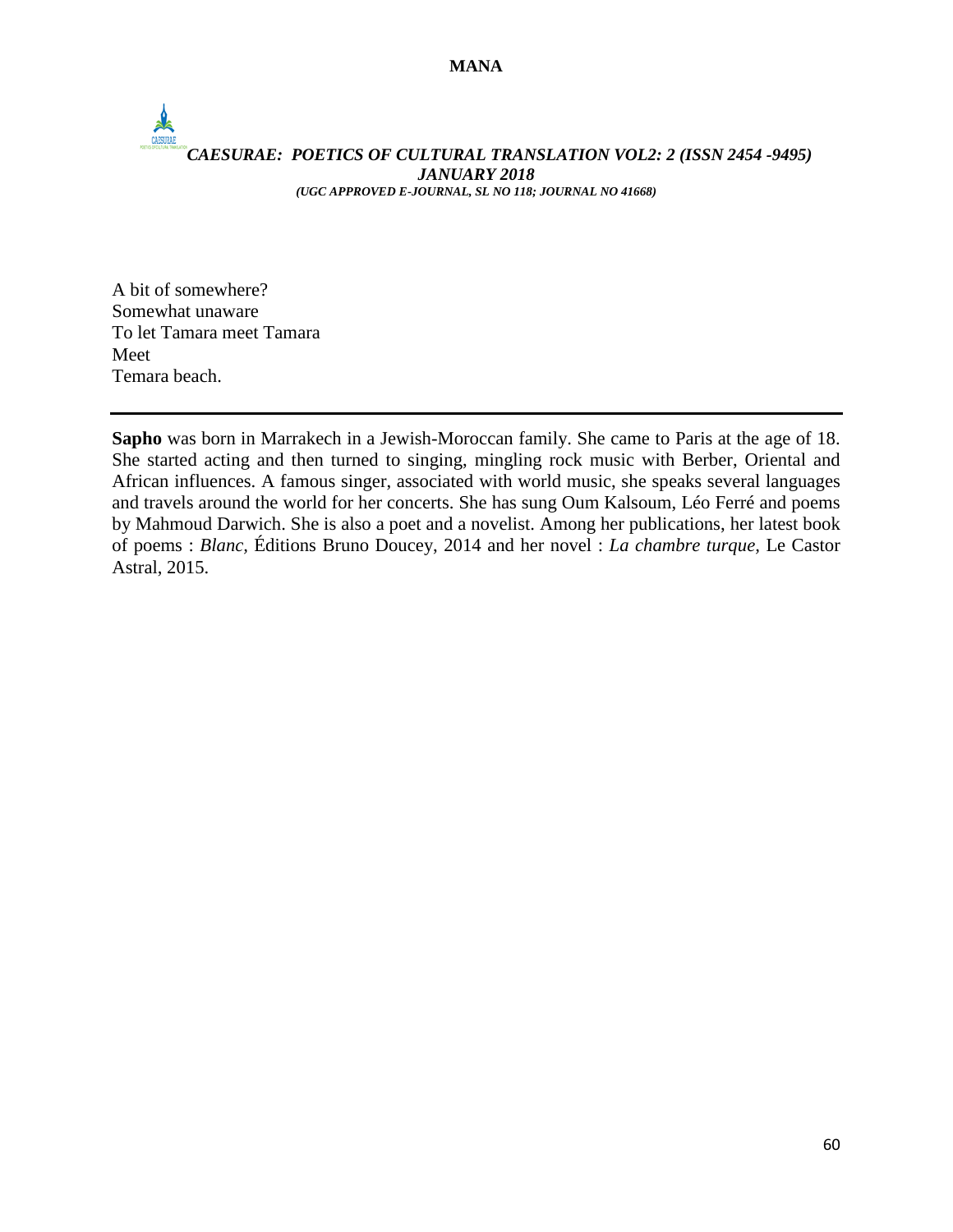A bit of somewhere?  
Somewhat unaware  
To let Tamara meet Tamara  
Meet  
Temara beach.

---

**Sapho** was born in Marrakech in a Jewish-Moroccan family. She came to Paris at the age of 18. She started acting and then turned to singing, mingling rock music with Berber, Oriental and African influences. A famous singer, associated with world music, she speaks several languages and travels around the world for her concerts. She has sung Oum Kalsoum, Léo Ferré and poems by Mahmoud Darwich. She is also a poet and a novelist. Among her publications, her latest book of poems : *Blanc*, Éditions Bruno Doucey, 2014 and her novel : *La chambre turque*, Le Castor Astral, 2015.